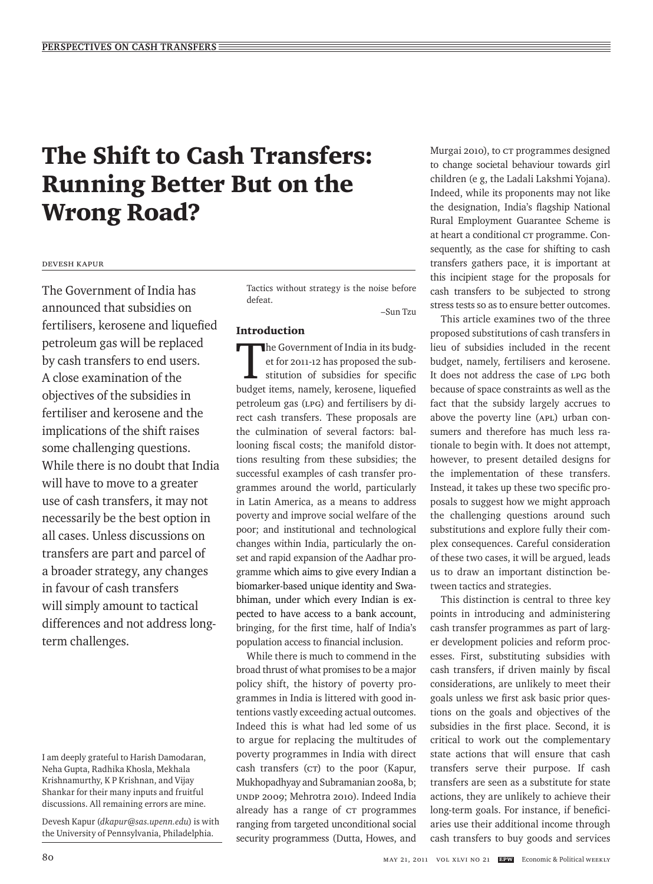# The Shift to Cash Transfers: Running Better But on the Wrong Road?

Devesh Kapur

**The Government of India has announced that subsidies on fertilisers, kerosene and liquefied petroleum gas will be replaced by cash transfers to end users. A close examination of the objectives of the subsidies in fertiliser and kerosene and the implications of the shift raises some challenging questions. While there is no doubt that India will have to move to a greater use of cash transfers, it may not necessarily be the best option in all cases. Unless discussions on transfers are part and parcel of a broader strategy, any changes in favour of cash transfers will simply amount to tactical differences and not address long-term challenges.**

I am deeply grateful to Harish Damodaran, Neha Gupta, Radhika Khosla, Mekhala Krishnamurthy, K P Krishnan, and Vijay Shankar for their many inputs and fruitful discussions. All remaining errors are mine.

Devesh Kapur (*dkapur@sas.upenn.edu*) is with the University of Pennsylvania, Philadelphia.

> Tactics without strategy is the noise before defeat.
>
> –Sun Tzu

## Introduction

The Government of India in its budget for 2011-12 has proposed the substitution of subsidies for specific budget items, namely, kerosene, liquefied petroleum gas (LPG) and fertilisers by direct cash transfers. These proposals are the culmination of several factors: ballooning fiscal costs; the manifold distortions resulting from these subsidies; the successful examples of cash transfer programmes around the world, particularly in Latin America, as a means to address poverty and improve social welfare of the poor; and institutional and technological changes within India, particularly the onset and rapid expansion of the Aadhar programme which aims to give every Indian a biomarker-based unique identity and Swabhiman, under which every Indian is expected to have access to a bank account, bringing, for the first time, half of India's population access to financial inclusion.

While there is much to commend in the broad thrust of what promises to be a major policy shift, the history of poverty programmes in India is littered with good intentions vastly exceeding actual outcomes. Indeed this is what had led some of us to argue for replacing the multitudes of poverty programmes in India with direct cash transfers (CT) to the poor (Kapur, Mukhopadhyay and Subramanian 2008a, b; UNDP 2009; Mehrotra 2010). Indeed India already has a range of CT programmes ranging from targeted unconditional social security programmess (Dutta, Howes, and Murgai 2010), to CT programmes designed to change societal behaviour towards girl children (e g, the Ladali Lakshmi Yojana). Indeed, while its proponents may not like the designation, India's flagship National Rural Employment Guarantee Scheme is at heart a conditional CT programme. Consequently, as the case for shifting to cash transfers gathers pace, it is important at this incipient stage for the proposals for cash transfers to be subjected to strong stress tests so as to ensure better outcomes.

This article examines two of the three proposed substitutions of cash transfers in lieu of subsidies included in the recent budget, namely, fertilisers and kerosene. It does not address the case of LPG both because of space constraints as well as the fact that the subsidy largely accrues to above the poverty line (APL) urban consumers and therefore has much less rationale to begin with. It does not attempt, however, to present detailed designs for the implementation of these transfers. Instead, it takes up these two specific proposals to suggest how we might approach the challenging questions around such substitutions and explore fully their complex consequences. Careful consideration of these two cases, it will be argued, leads us to draw an important distinction between tactics and strategies.

This distinction is central to three key points in introducing and administering cash transfer programmes as part of larger development policies and reform processes. First, substituting subsidies with cash transfers, if driven mainly by fiscal considerations, are unlikely to meet their goals unless we first ask basic prior questions on the goals and objectives of the subsidies in the first place. Second, it is critical to work out the complementary state actions that will ensure that cash transfers serve their purpose. If cash transfers are seen as a substitute for state actions, they are unlikely to achieve their long-term goals. For instance, if beneficiaries use their additional income through cash transfers to buy goods and services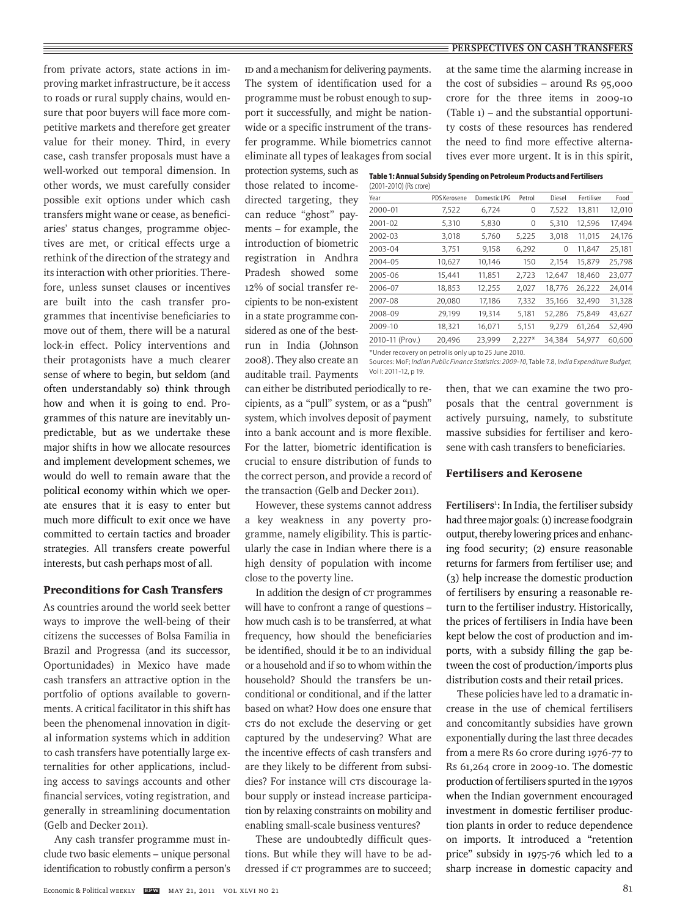from private actors, state actions in improving market infrastructure, be it access to roads or rural supply chains, would ensure that poor buyers will face more competitive markets and therefore get greater value for their money. Third, in every case, cash transfer proposals must have a well-worked out temporal dimension. In other words, we must carefully consider possible exit options under which cash transfers might wane or cease, as beneficiaries' status changes, programme objectives are met, or critical effects urge a rethink of the direction of the strategy and its interaction with other priorities. Therefore, unless sunset clauses or incentives are built into the cash transfer programmes that incentivise beneficiaries to move out of them, there will be a natural lock-in effect. Policy interventions and their protagonists have a much clearer sense of where to begin, but seldom (and often understandably so) think through how and when it is going to end. Programmes of this nature are inevitably unpredictable, but as we undertake these major shifts in how we allocate resources and implement development schemes, we would do well to remain aware that the political economy within which we operate ensures that it is easy to enter but much more difficult to exit once we have committed to certain tactics and broader strategies. All transfers create powerful interests, but cash perhaps most of all.

## Preconditions for Cash Transfers

As countries around the world seek better ways to improve the well-being of their citizens the successes of Bolsa Familia in Brazil and Progressa (and its successor, Oportunidades) in Mexico have made cash transfers an attractive option in the portfolio of options available to governments. A critical facilitator in this shift has been the phenomenal innovation in digital information systems which in addition to cash transfers have potentially large externalities for other applications, including access to savings accounts and other financial services, voting registration, and generally in streamlining documentation (Gelb and Decker 2011).

Any cash transfer programme must include two basic elements – unique personal identification to robustly confirm a person's ID and a mechanism for delivering payments. The system of identification used for a programme must be robust enough to support it successfully, and might be nationwide or a specific instrument of the transfer programme. While biometrics cannot eliminate all types of leakages from social protection systems, such as those related to income-directed targeting, they can reduce "ghost" payments – for example, the introduction of biometric registration in Andhra Pradesh showed some 12% of social transfer recipients to be non-existent in a state programme considered as one of the best-run in India (Johnson 2008). They also create an auditable trail. Payments can either be distributed periodically to recipients, as a "pull" system, or as a "push" system, which involves deposit of payment into a bank account and is more flexible. For the latter, biometric identification is crucial to ensure distribution of funds to the correct person, and provide a record of the transaction (Gelb and Decker 2011).

However, these systems cannot address a key weakness in any poverty programme, namely eligibility. This is particularly the case in Indian where there is a high density of population with income close to the poverty line.

In addition the design of CT programmes will have to confront a range of questions – how much cash is to be transferred, at what frequency, how should the beneficiaries be identified, should it be to an individual or a household and if so to whom within the household? Should the transfers be unconditional or conditional, and if the latter based on what? How does one ensure that CTs do not exclude the deserving or get captured by the undeserving? What are the incentive effects of cash transfers and are they likely to be different from subsidies? For instance will CTs discourage labour supply or instead increase participation by relaxing constraints on mobility and enabling small-scale business ventures?

These are undoubtedly difficult questions. But while they will have to be addressed if CT programmes are to succeed; at the same time the alarming increase in the cost of subsidies – around Rs 95,000 crore for the three items in 2009-10 (Table 1) – and the substantial opportunity costs of these resources has rendered the need to find more effective alternatives ever more urgent. It is in this spirit, then, that we can examine the two proposals that the central government is actively pursuing, namely, to substitute massive subsidies for fertiliser and kerosene with cash transfers to beneficiaries.

**Table 1: Annual Subsidy Spending on Petroleum Products and Fertilisers** (2001-2010) (Rs crore)

| Year | PDS Kerosene | Domestic LPG | Petrol | Diesel | Fertiliser | Food |
|---|---|---|---|---|---|---|
| 2000-01 | 7,522 | 6,724 | 0 | 7,522 | 13,811 | 12,010 |
| 2001-02 | 5,310 | 5,830 | 0 | 5,310 | 12,596 | 17,494 |
| 2002-03 | 3,018 | 5,760 | 5,225 | 3,018 | 11,015 | 24,176 |
| 2003-04 | 3,751 | 9,158 | 6,292 | 0 | 11,847 | 25,181 |
| 2004-05 | 10,627 | 10,146 | 150 | 2,154 | 15,879 | 25,798 |
| 2005-06 | 15,441 | 11,851 | 2,723 | 12,647 | 18,460 | 23,077 |
| 2006-07 | 18,853 | 12,255 | 2,027 | 18,776 | 26,222 | 24,014 |
| 2007-08 | 20,080 | 17,186 | 7,332 | 35,166 | 32,490 | 31,328 |
| 2008-09 | 29,199 | 19,314 | 5,181 | 52,286 | 75,849 | 43,627 |
| 2009-10 | 18,321 | 16,071 | 5,151 | 9,279 | 61,264 | 52,490 |
| 2010-11 (Prov.) | 20,496 | 23,999 | 2,227* | 34,384 | 54,977 | 60,600 |

*Under recovery on petrol is only up to 25 June 2010.

Sources: MoF; *Indian Public Finance Statistics: 2009-10*, Table 7.8, *India Expenditure Budget*, Vol I: 2011-12, p 19.

## Fertilisers and Kerosene

**Fertilisers**[1]**:** In India, the fertiliser subsidy had three major goals: (1) increase foodgrain output, thereby lowering prices and enhancing food security; (2) ensure reasonable returns for farmers from fertiliser use; and (3) help increase the domestic production of fertilisers by ensuring a reasonable return to the fertiliser industry. Historically, the prices of fertilisers in India have been kept below the cost of production and imports, with a subsidy filling the gap between the cost of production/imports plus distribution costs and their retail prices.

These policies have led to a dramatic increase in the use of chemical fertilisers and concomitantly subsidies have grown exponentially during the last three decades from a mere Rs 60 crore during 1976-77 to Rs 61,264 crore in 2009-10. The domestic production of fertilisers spurted in the 1970s when the Indian government encouraged investment in domestic fertiliser production plants in order to reduce dependence on imports. It introduced a "retention price" subsidy in 1975-76 which led to a sharp increase in domestic capacity and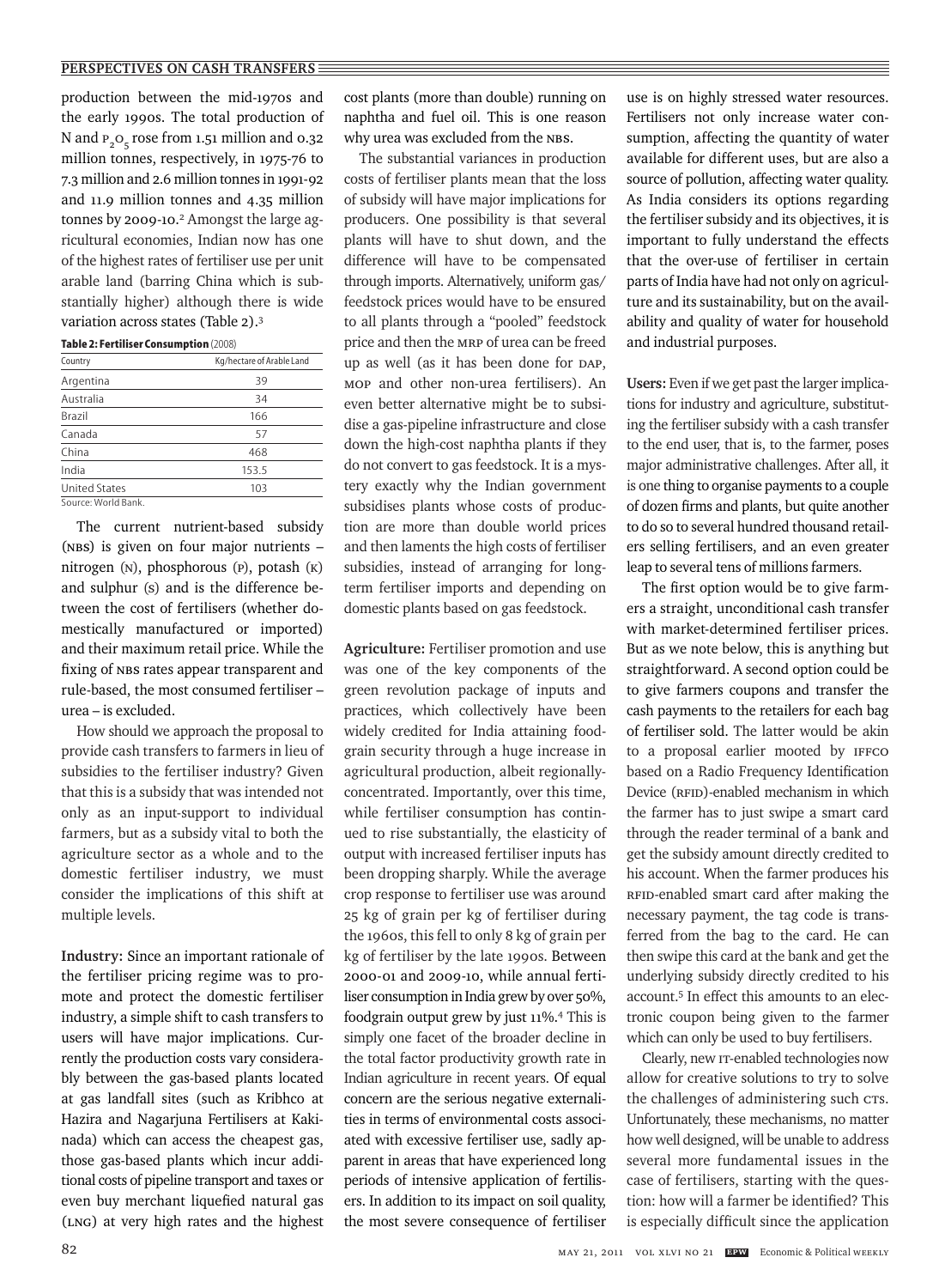production between the mid-1970s and the early 1990s. The total production of N and $P_2O_5$ rose from 1.51 million and 0.32 million tonnes, respectively, in 1975-76 to 7.3 million and 2.6 million tonnes in 1991-92 and 11.9 million tonnes and 4.35 million tonnes by 2009-10.[2] Amongst the large agricultural economies, Indian now has one of the highest rates of fertiliser use per unit arable land (barring China which is substantially higher) although there is wide variation across states (Table 2).[3]

**Table 2: Fertiliser Consumption** (2008)

| Country | Kg/hectare of Arable Land |
|---|---|
| Argentina | 39 |
| Australia | 34 |
| Brazil | 166 |
| Canada | 57 |
| China | 468 |
| India | 153.5 |
| United States | 103 |

Source: World Bank.

The current nutrient-based subsidy (NBS) is given on four major nutrients – nitrogen (N), phosphorous (P), potash (K) and sulphur (S) and is the difference between the cost of fertilisers (whether domestically manufactured or imported) and their maximum retail price. While the fixing of NBS rates appear transparent and rule-based, the most consumed fertiliser – urea – is excluded.

How should we approach the proposal to provide cash transfers to farmers in lieu of subsidies to the fertiliser industry? Given that this is a subsidy that was intended not only as an input-support to individual farmers, but as a subsidy vital to both the agriculture sector as a whole and to the domestic fertiliser industry, we must consider the implications of this shift at multiple levels.

**Industry:** Since an important rationale of the fertiliser pricing regime was to promote and protect the domestic fertiliser industry, a simple shift to cash transfers to users will have major implications. Currently the production costs vary considerably between the gas-based plants located at gas landfall sites (such as Kribhco at Hazira and Nagarjuna Fertilisers at Kakinada) which can access the cheapest gas, those gas-based plants which incur additional costs of pipeline transport and taxes or even buy merchant liquefied natural gas (LNG) at very high rates and the highest cost plants (more than double) running on naphtha and fuel oil. This is one reason why urea was excluded from the NBS.

The substantial variances in production costs of fertiliser plants mean that the loss of subsidy will have major implications for producers. One possibility is that several plants will have to shut down, and the difference will have to be compensated through imports. Alternatively, uniform gas/feedstock prices would have to be ensured to all plants through a "pooled" feedstock price and then the MRP of urea can be freed up as well (as it has been done for DAP, MOP and other non-urea fertilisers). An even better alternative might be to subsidise a gas-pipeline infrastructure and close down the high-cost naphtha plants if they do not convert to gas feedstock. It is a mystery exactly why the Indian government subsidises plants whose costs of production are more than double world prices and then laments the high costs of fertiliser subsidies, instead of arranging for long-term fertiliser imports and depending on domestic plants based on gas feedstock.

**Agriculture:** Fertiliser promotion and use was one of the key components of the green revolution package of inputs and practices, which collectively have been widely credited for India attaining foodgrain security through a huge increase in agricultural production, albeit regionally-concentrated. Importantly, over this time, while fertiliser consumption has continued to rise substantially, the elasticity of output with increased fertiliser inputs has been dropping sharply. While the average crop response to fertiliser use was around 25 kg of grain per kg of fertiliser during the 1960s, this fell to only 8 kg of grain per kg of fertiliser by the late 1990s. Between 2000-01 and 2009-10, while annual fertiliser consumption in India grew by over 50%, foodgrain output grew by just 11%.[4] This is simply one facet of the broader decline in the total factor productivity growth rate in Indian agriculture in recent years. Of equal concern are the serious negative externalities in terms of environmental costs associated with excessive fertiliser use, sadly apparent in areas that have experienced long periods of intensive application of fertilisers. In addition to its impact on soil quality, the most severe consequence of fertiliser use is on highly stressed water resources. Fertilisers not only increase water consumption, affecting the quantity of water available for different uses, but are also a source of pollution, affecting water quality. As India considers its options regarding the fertiliser subsidy and its objectives, it is important to fully understand the effects that the over-use of fertiliser in certain parts of India have had not only on agriculture and its sustainability, but on the availability and quality of water for household and industrial purposes.

**Users:** Even if we get past the larger implications for industry and agriculture, substituting the fertiliser subsidy with a cash transfer to the end user, that is, to the farmer, poses major administrative challenges. After all, it is one thing to organise payments to a couple of dozen firms and plants, but quite another to do so to several hundred thousand retailers selling fertilisers, and an even greater leap to several tens of millions farmers.

The first option would be to give farmers a straight, unconditional cash transfer with market-determined fertiliser prices. But as we note below, this is anything but straightforward. A second option could be to give farmers coupons and transfer the cash payments to the retailers for each bag of fertiliser sold. The latter would be akin to a proposal earlier mooted by IFFCO based on a Radio Frequency Identification Device (RFID)-enabled mechanism in which the farmer has to just swipe a smart card through the reader terminal of a bank and get the subsidy amount directly credited to his account. When the farmer produces his RFID-enabled smart card after making the necessary payment, the tag code is transferred from the bag to the card. He can then swipe this card at the bank and get the underlying subsidy directly credited to his account.[5] In effect this amounts to an electronic coupon being given to the farmer which can only be used to buy fertilisers.

Clearly, new IT-enabled technologies now allow for creative solutions to try to solve the challenges of administering such CTs. Unfortunately, these mechanisms, no matter how well designed, will be unable to address several more fundamental issues in the case of fertilisers, starting with the question: how will a farmer be identified? This is especially difficult since the application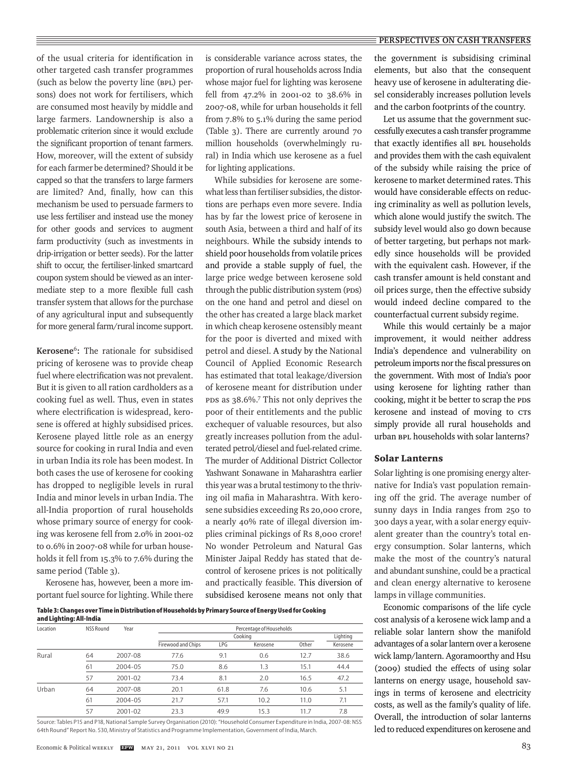of the usual criteria for identification in other targeted cash transfer programmes (such as below the poverty line (BPL) persons) does not work for fertilisers, which are consumed most heavily by middle and large farmers. Landownership is also a problematic criterion since it would exclude the significant proportion of tenant farmers. How, moreover, will the extent of subsidy for each farmer be determined? Should it be capped so that the transfers to large farmers are limited? And, finally, how can this mechanism be used to persuade farmers to use less fertiliser and instead use the money for other goods and services to augment farm productivity (such as investments in drip-irrigation or better seeds). For the latter shift to occur, the fertiliser-linked smartcard coupon system should be viewed as an intermediate step to a more flexible full cash transfer system that allows for the purchase of any agricultural input and subsequently for more general farm/rural income support.

**Kerosene**[6]**:** The rationale for subsidised pricing of kerosene was to provide cheap fuel where electrification was not prevalent. But it is given to all ration cardholders as a cooking fuel as well. Thus, even in states where electrification is widespread, kerosene is offered at highly subsidised prices. Kerosene played little role as an energy source for cooking in rural India and even in urban India its role has been modest. In both cases the use of kerosene for cooking has dropped to negligible levels in rural India and minor levels in urban India. The all-India proportion of rural households whose primary source of energy for cooking was kerosene fell from 2.0% in 2001-02 to 0.6% in 2007-08 while for urban households it fell from 15.3% to 7.6% during the same period (Table 3).

Kerosene has, however, been a more important fuel source for lighting. While there is considerable variance across states, the proportion of rural households across India whose major fuel for lighting was kerosene fell from 47.2% in 2001-02 to 38.6% in 2007-08, while for urban households it fell from 7.8% to 5.1% during the same period (Table 3). There are currently around 70 million households (overwhelmingly rural) in India which use kerosene as a fuel for lighting applications.

While subsidies for kerosene are somewhat less than fertiliser subsidies, the distortions are perhaps even more severe. India has by far the lowest price of kerosene in south Asia, between a third and half of its neighbours. While the subsidy intends to shield poor households from volatile prices and provide a stable supply of fuel, the large price wedge between kerosene sold through the public distribution system (PDS) on the one hand and petrol and diesel on the other has created a large black market in which cheap kerosene ostensibly meant for the poor is diverted and mixed with petrol and diesel. A study by the National Council of Applied Economic Research has estimated that total leakage/diversion of kerosene meant for distribution under PDS as 38.6%.[7] This not only deprives the poor of their entitlements and the public exchequer of valuable resources, but also greatly increases pollution from the adulterated petrol/diesel and fuel-related crime. The murder of Additional District Collector Yashwant Sonawane in Maharashtra earlier this year was a brutal testimony to the thriving oil mafia in Maharashtra. With kerosene subsidies exceeding Rs 20,000 crore, a nearly 40% rate of illegal diversion implies criminal pickings of Rs 8,000 crore! No wonder Petroleum and Natural Gas Minister Jaipal Reddy has stated that decontrol of kerosene prices is not politically and practically feasible. This diversion of subsidised kerosene means not only that the government is subsidising criminal elements, but also that the consequent heavy use of kerosene in adulterating diesel considerably increases pollution levels and the carbon footprints of the country.

Let us assume that the government successfully executes a cash transfer programme that exactly identifies all BPL households and provides them with the cash equivalent of the subsidy while raising the price of kerosene to market determined rates. This would have considerable effects on reducing criminality as well as pollution levels, which alone would justify the switch. The subsidy level would also go down because of better targeting, but perhaps not markedly since households will be provided with the equivalent cash. However, if the cash transfer amount is held constant and oil prices surge, then the effective subsidy would indeed decline compared to the counterfactual current subsidy regime.

While this would certainly be a major improvement, it would neither address India's dependence and vulnerability on petroleum imports nor the fiscal pressures on the government. With most of India's poor using kerosene for lighting rather than cooking, might it be better to scrap the PDS kerosene and instead of moving to CTs simply provide all rural households and urban BPL households with solar lanterns?

**Table 3: Changes over Time in Distribution of Households by Primary Source of Energy Used for Cooking and Lighting: All-India**

| Location | NSS Round | Year | Percentage of Households | | | | |
|---|---|---|---|---|---|---|---|
| | | | Cooking | | | | Lighting |
| | | | Firewood and Chips | LPG | Kerosene | Other | Kerosene |
| Rural | 64 | 2007-08 | 77.6 | 9.1 | 0.6 | 12.7 | 38.6 |
| | 61 | 2004-05 | 75.0 | 8.6 | 1.3 | 15.1 | 44.4 |
| | 57 | 2001-02 | 73.4 | 8.1 | 2.0 | 16.5 | 47.2 |
| Urban | 64 | 2007-08 | 20.1 | 61.8 | 7.6 | 10.6 | 5.1 |
| | 61 | 2004-05 | 21.7 | 57.1 | 10.2 | 11.0 | 7.1 |
| | 57 | 2001-02 | 23.3 | 49.9 | 15.3 | 11.7 | 7.8 |

Source: Tables P15 and P18, National Sample Survey Organisation (2010): "Household Consumer Expenditure in India, 2007-08: NSS 64th Round" Report No. 530, Ministry of Statistics and Programme Implementation, Government of India, March.

## Solar Lanterns

Solar lighting is one promising energy alternative for India's vast population remaining off the grid. The average number of sunny days in India ranges from 250 to 300 days a year, with a solar energy equivalent greater than the country's total energy consumption. Solar lanterns, which make the most of the country's natural and abundant sunshine, could be a practical and clean energy alternative to kerosene lamps in village communities.

Economic comparisons of the life cycle cost analysis of a kerosene wick lamp and a reliable solar lantern show the manifold advantages of a solar lantern over a kerosene wick lamp/lantern. Agoramoorthy and Hsu (2009) studied the effects of using solar lanterns on energy usage, household savings in terms of kerosene and electricity costs, as well as the family's quality of life. Overall, the introduction of solar lanterns led to reduced expenditures on kerosene and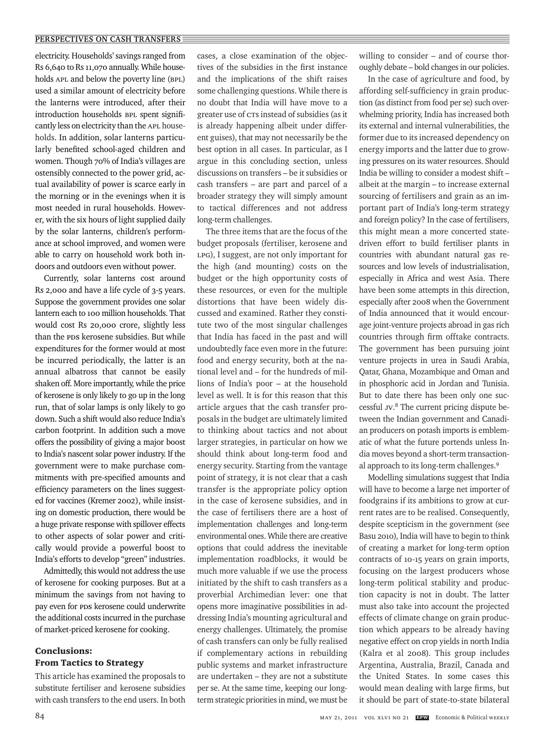electricity. Households' savings ranged from Rs 6,640 to Rs 11,070 annually. While households APL and below the poverty line (BPL) used a similar amount of electricity before the lanterns were introduced, after their introduction households BPL spent significantly less on electricity than the APL households. In addition, solar lanterns particularly benefited school-aged children and women. Though 70% of India's villages are ostensibly connected to the power grid, actual availability of power is scarce early in the morning or in the evenings when it is most needed in rural households. However, with the six hours of light supplied daily by the solar lanterns, children's performance at school improved, and women were able to carry on household work both indoors and outdoors even without power.

Currently, solar lanterns cost around Rs 2,000 and have a life cycle of 3-5 years. Suppose the government provides one solar lantern each to 100 million households. That would cost Rs 20,000 crore, slightly less than the PDS kerosene subsidies. But while expenditures for the former would at most be incurred periodically, the latter is an annual albatross that cannot be easily shaken off. More importantly, while the price of kerosene is only likely to go up in the long run, that of solar lamps is only likely to go down. Such a shift would also reduce India's carbon footprint. In addition such a move offers the possibility of giving a major boost to India's nascent solar power industry. If the government were to make purchase commitments with pre-specified amounts and efficiency parameters on the lines suggested for vaccines (Kremer 2002), while insisting on domestic production, there would be a huge private response with spillover effects to other aspects of solar power and critically would provide a powerful boost to India's efforts to develop "green" industries.

Admittedly, this would not address the use of kerosene for cooking purposes. But at a minimum the savings from not having to pay even for PDS kerosene could underwrite the additional costs incurred in the purchase of market-priced kerosene for cooking.

## Conclusions: From Tactics to Strategy

This article has examined the proposals to substitute fertiliser and kerosene subsidies with cash transfers to the end users. In both cases, a close examination of the objectives of the subsidies in the first instance and the implications of the shift raises some challenging questions. While there is no doubt that India will have move to a greater use of CTs instead of subsidies (as it is already happening albeit under different guises), that may not necessarily be the best option in all cases. In particular, as I argue in this concluding section, unless discussions on transfers – be it subsidies or cash transfers – are part and parcel of a broader strategy they will simply amount to tactical differences and not address long-term challenges.

The three items that are the focus of the budget proposals (fertiliser, kerosene and LPG), I suggest, are not only important for the high (and mounting) costs on the budget or the high opportunity costs of these resources, or even for the multiple distortions that have been widely discussed and examined. Rather they constitute two of the most singular challenges that India has faced in the past and will undoubtedly face even more in the future: food and energy security, both at the national level and – for the hundreds of millions of India's poor – at the household level as well. It is for this reason that this article argues that the cash transfer proposals in the budget are ultimately limited to thinking about tactics and not about larger strategies, in particular on how we should think about long-term food and energy security. Starting from the vantage point of strategy, it is not clear that a cash transfer is the appropriate policy option in the case of kerosene subsidies, and in the case of fertilisers there are a host of implementation challenges and long-term environmental ones. While there are creative options that could address the inevitable implementation roadblocks, it would be much more valuable if we use the process initiated by the shift to cash transfers as a proverbial Archimedian lever: one that opens more imaginative possibilities in addressing India's mounting agricultural and energy challenges. Ultimately, the promise of cash transfers can only be fully realised if complementary actions in rebuilding public systems and market infrastructure are undertaken – they are not a substitute per se. At the same time, keeping our long-term strategic priorities in mind, we must be willing to consider – and of course thoroughly debate – bold changes in our policies.

In the case of agriculture and food, by affording self-sufficiency in grain production (as distinct from food per se) such overwhelming priority, India has increased both its external and internal vulnerabilities, the former due to its increased dependency on energy imports and the latter due to growing pressures on its water resources. Should India be willing to consider a modest shift – albeit at the margin – to increase external sourcing of fertilisers and grain as an important part of India's long-term strategy and foreign policy? In the case of fertilisers, this might mean a more concerted state-driven effort to build fertiliser plants in countries with abundant natural gas resources and low levels of industrialisation, especially in Africa and west Asia. There have been some attempts in this direction, especially after 2008 when the Government of India announced that it would encourage joint-venture projects abroad in gas rich countries through firm offtake contracts. The government has been pursuing joint venture projects in urea in Saudi Arabia, Qatar, Ghana, Mozambique and Oman and in phosphoric acid in Jordan and Tunisia. But to date there has been only one successful JV.[8] The current pricing dispute between the Indian government and Canadian producers on potash imports is emblematic of what the future portends unless India moves beyond a short-term transactional approach to its long-term challenges.[9]

Modelling simulations suggest that India will have to become a large net importer of foodgrains if its ambitions to grow at current rates are to be realised. Consequently, despite scepticism in the government (see Basu 2010), India will have to begin to think of creating a market for long-term option contracts of 10-15 years on grain imports, focusing on the largest producers whose long-term political stability and production capacity is not in doubt. The latter must also take into account the projected effects of climate change on grain production which appears to be already having negative effect on crop yields in north India (Kalra et al 2008). This group includes Argentina, Australia, Brazil, Canada and the United States. In some cases this would mean dealing with large firms, but it should be part of state-to-state bilateral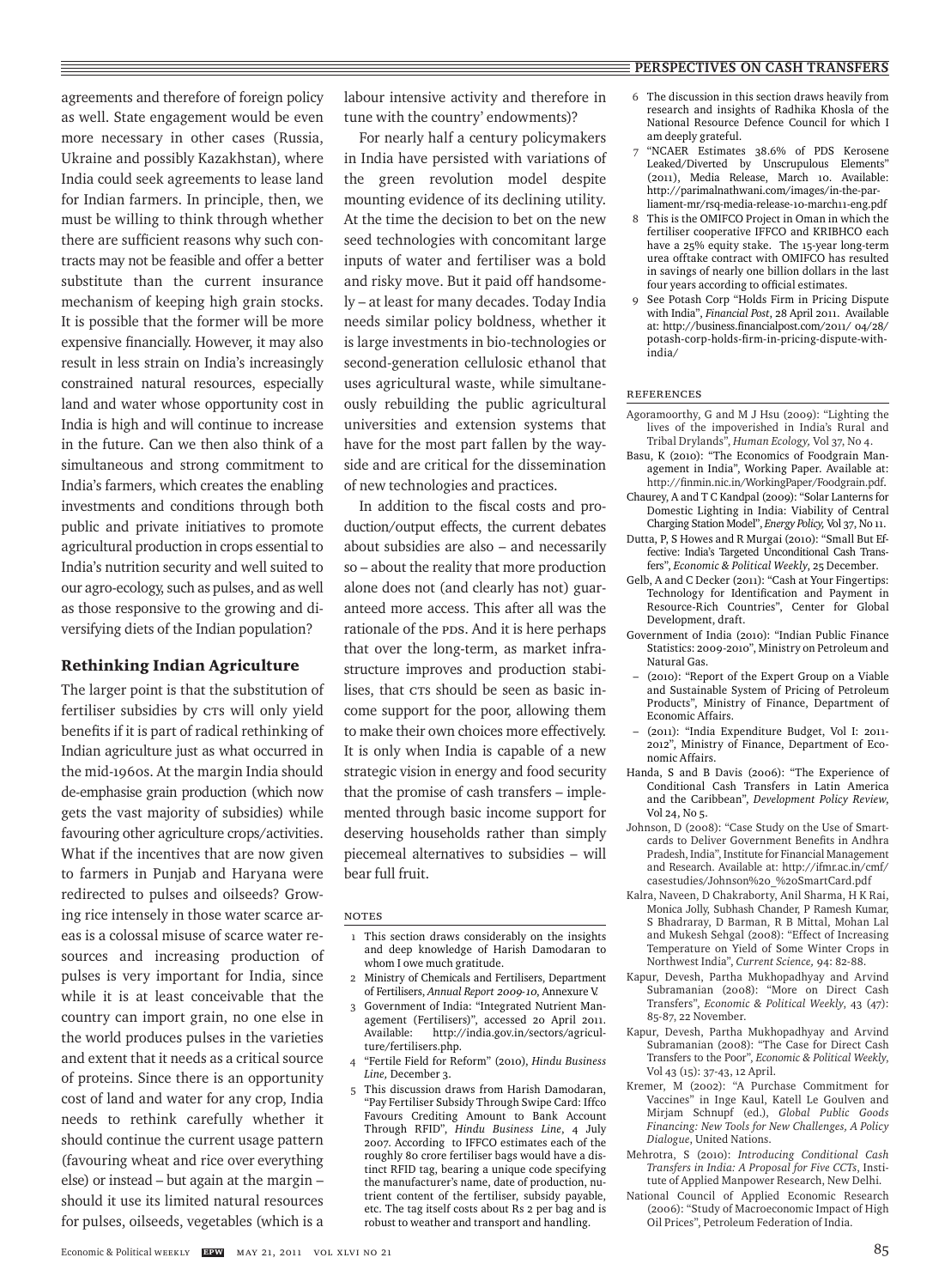agreements and therefore of foreign policy as well. State engagement would be even more necessary in other cases (Russia, Ukraine and possibly Kazakhstan), where India could seek agreements to lease land for Indian farmers. In principle, then, we must be willing to think through whether there are sufficient reasons why such contracts may not be feasible and offer a better substitute than the current insurance mechanism of keeping high grain stocks. It is possible that the former will be more expensive financially. However, it may also result in less strain on India's increasingly constrained natural resources, especially land and water whose opportunity cost in India is high and will continue to increase in the future. Can we then also think of a simultaneous and strong commitment to India's farmers, which creates the enabling investments and conditions through both public and private initiatives to promote agricultural production in crops essential to India's nutrition security and well suited to our agro-ecology, such as pulses, and as well as those responsive to the growing and diversifying diets of the Indian population?

## Rethinking Indian Agriculture

The larger point is that the substitution of fertiliser subsidies by CTs will only yield benefits if it is part of radical rethinking of Indian agriculture just as what occurred in the mid-1960s. At the margin India should de-emphasise grain production (which now gets the vast majority of subsidies) while favouring other agriculture crops/activities. What if the incentives that are now given to farmers in Punjab and Haryana were redirected to pulses and oilseeds? Growing rice intensely in those water scarce areas is a colossal misuse of scarce water resources and increasing production of pulses is very important for India, since while it is at least conceivable that the country can import grain, no one else in the world produces pulses in the varieties and extent that it needs as a critical source of proteins. Since there is an opportunity cost of land and water for any crop, India needs to rethink carefully whether it should continue the current usage pattern (favouring wheat and rice over everything else) or instead – but again at the margin – should it use its limited natural resources for pulses, oilseeds, vegetables (which is a labour intensive activity and therefore in tune with the country' endowments)?

For nearly half a century policymakers in India have persisted with variations of the green revolution model despite mounting evidence of its declining utility. At the time the decision to bet on the new seed technologies with concomitant large inputs of water and fertiliser was a bold and risky move. But it paid off handsomely – at least for many decades. Today India needs similar policy boldness, whether it is large investments in bio-technologies or second-generation cellulosic ethanol that uses agricultural waste, while simultaneously rebuilding the public agricultural universities and extension systems that have for the most part fallen by the wayside and are critical for the dissemination of new technologies and practices.

In addition to the fiscal costs and production/output effects, the current debates about subsidies are also – and necessarily so – about the reality that more production alone does not (and clearly has not) guaranteed more access. This after all was the rationale of the PDS. And it is here perhaps that over the long-term, as market infrastructure improves and production stabilises, that CTs should be seen as basic income support for the poor, allowing them to make their own choices more effectively. It is only when India is capable of a new strategic vision in energy and food security that the promise of cash transfers – implemented through basic income support for deserving households rather than simply piecemeal alternatives to subsidies – will bear full fruit.

### Notes

1 This section draws considerably on the insights and deep knowledge of Harish Damodaran to whom I owe much gratitude.

2 Ministry of Chemicals and Fertilisers, Department of Fertilisers, *Annual Report 2009-10*, Annexure V.

3 Government of India: "Integrated Nutrient Management (Fertilisers)", accessed 20 April 2011. Available: http://india.gov.in/sectors/agriculture/fertilisers.php.

4 "Fertile Field for Reform" (2010), *Hindu Business Line*, December 3.

5 This discussion draws from Harish Damodaran, "Pay Fertiliser Subsidy Through Swipe Card: Iffco Favours Crediting Amount to Bank Account Through RFID", *Hindu Business Line*, 4 July 2007. According to IFFCO estimates each of the roughly 80 crore fertiliser bags would have a distinct RFID tag, bearing a unique code specifying the manufacturer's name, date of production, nutrient content of the fertiliser, subsidy payable, etc. The tag itself costs about Rs 2 per bag and is robust to weather and transport and handling.

6 The discussion in this section draws heavily from research and insights of Radhika Khosla of the National Resource Defence Council for which I am deeply grateful.

7 "NCAER Estimates 38.6% of PDS Kerosene Leaked/Diverted by Unscrupulous Elements" (2011), Media Release, March 10. Available: http://parimalnathwani.com/images/in-the-parliament-mr/rsq-media-release-10-march11-eng.pdf

8 This is the OMIFCO Project in Oman in which the fertiliser cooperative IFFCO and KRIBHCO each have a 25% equity stake. The 15-year long-term urea offtake contract with OMIFCO has resulted in savings of nearly one billion dollars in the last four years according to official estimates.

9 See Potash Corp "Holds Firm in Pricing Dispute with India", *Financial Post*, 28 April 2011. Available at: http://business.financialpost.com/2011/ 04/28/potash-corp-holds-firm-in-pricing-dispute-with-india/

### References

Agoramoorthy, G and M J Hsu (2009): "Lighting the lives of the impoverished in India's Rural and Tribal Drylands", *Human Ecology*, Vol 37, No 4.

Basu, K (2010): "The Economics of Foodgrain Management in India", Working Paper. Available at: http://finmin.nic.in/WorkingPaper/Foodgrain.pdf.

Chaurey, A and T C Kandpal (2009): "Solar Lanterns for Domestic Lighting in India: Viability of Central Charging Station Model", *Energy Policy*, Vol 37, No 11.

Dutta, P, S Howes and R Murgai (2010): "Small But Effective: India's Targeted Unconditional Cash Transfers", *Economic & Political Weekly*, 25 December.

Gelb, A and C Decker (2011): "Cash at Your Fingertips: Technology for Identification and Payment in Resource-Rich Countries", Center for Global Development, draft.

Government of India (2010): "Indian Public Finance Statistics: 2009-2010", Ministry on Petroleum and Natural Gas.

– (2010): "Report of the Expert Group on a Viable and Sustainable System of Pricing of Petroleum Products", Ministry of Finance, Department of Economic Affairs.

– (2011): "India Expenditure Budget, Vol I: 2011-2012", Ministry of Finance, Department of Economic Affairs.

Handa, S and B Davis (2006): "The Experience of Conditional Cash Transfers in Latin America and the Caribbean", *Development Policy Review*, Vol 24, No 5.

Johnson, D (2008): "Case Study on the Use of Smartcards to Deliver Government Benefits in Andhra Pradesh, India", Institute for Financial Management and Research. Available at: http://ifmr.ac.in/cmf/casestudies/Johnson%20_%20SmartCard.pdf

Kalra, Naveen, D Chakraborty, Anil Sharma, H K Rai, Monica Jolly, Subhash Chander, P Ramesh Kumar, S Bhadraray, D Barman, R B Mittal, Mohan Lal and Mukesh Sehgal (2008): "Effect of Increasing Temperature on Yield of Some Winter Crops in Northwest India", *Current Science*, 94: 82-88.

Kapur, Devesh, Partha Mukhopadhyay and Arvind Subramanian (2008): "More on Direct Cash Transfers", *Economic & Political Weekly*, 43 (47): 85-87, 22 November.

Kapur, Devesh, Partha Mukhopadhyay and Arvind Subramanian (2008): "The Case for Direct Cash Transfers to the Poor", *Economic & Political Weekly*, Vol 43 (15): 37-43, 12 April.

Kremer, M (2002): "A Purchase Commitment for Vaccines" in Inge Kaul, Katell Le Goulven and Mirjam Schnupf (ed.), *Global Public Goods Financing: New Tools for New Challenges, A Policy Dialogue*, United Nations.

Mehrotra, S (2010): *Introducing Conditional Cash Transfers in India: A Proposal for Five CCTs*, Institute of Applied Manpower Research, New Delhi.

National Council of Applied Economic Research (2006): "Study of Macroeconomic Impact of High Oil Prices", Petroleum Federation of India.